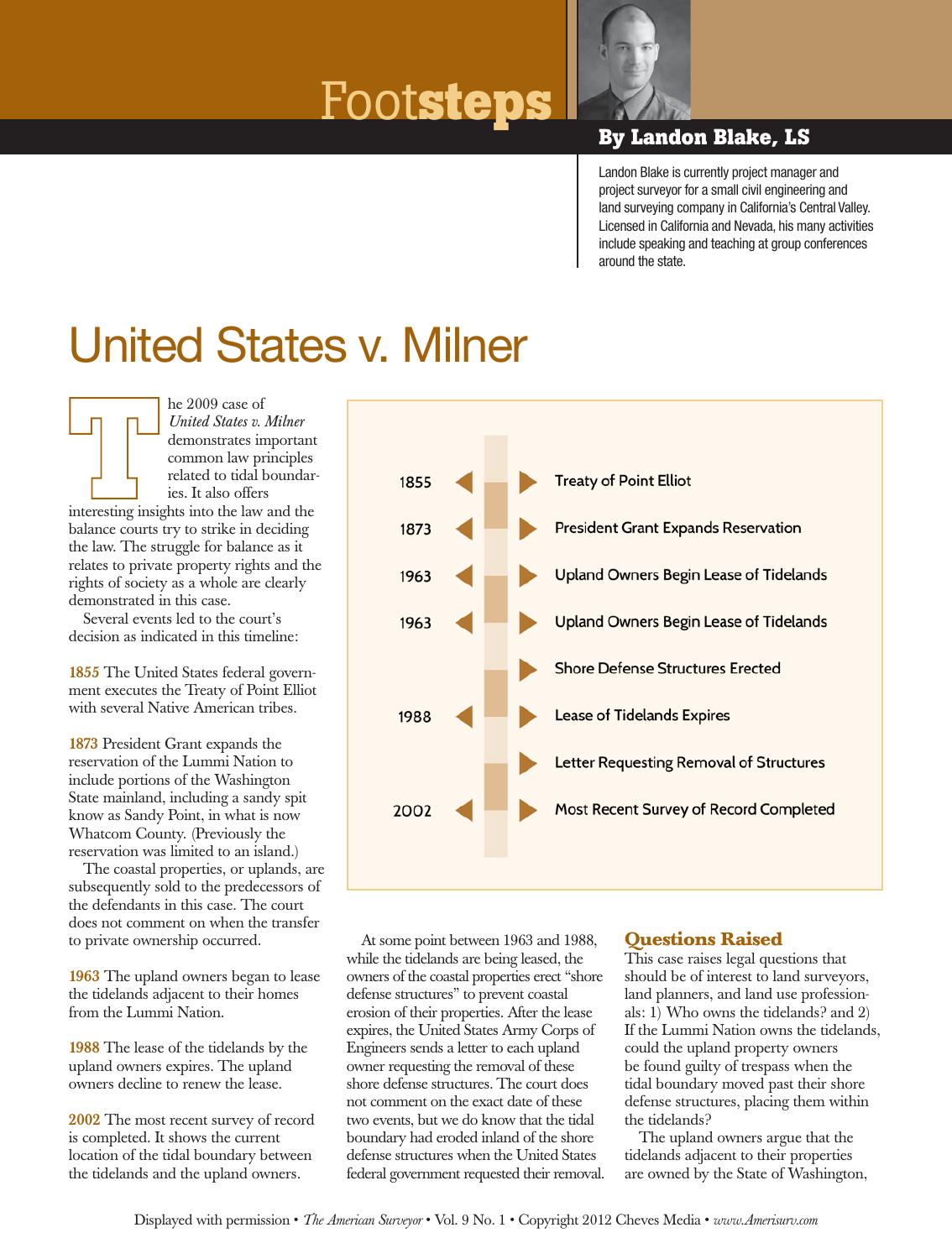# Footsteps

**By Landon Blake, LS**

Landon Blake is currently project manager and project surveyor for a small civil engineering and land surveying company in California's Central Valley. Licensed in California and Nevada, his many activities include speaking and teaching at group conferences around the state.

# United States v. Milner

The 2009 case of *United States v. Milner* demonstrates important common law principles related to tidal boundaries. It also offers interesting insights into the law and the balance courts try to strike in deciding the law. The struggle for balance as it relates to private property rights and the rights of society as a whole are clearly demonstrated in this case.

Several events led to the court's decision as indicated in this timeline:

| Year | Event |
|---|---|
| 1855 | Treaty of Point Elliot |
| 1873 | President Grant Expands Reservation |
| 1963 | Upland Owners Begin Lease of Tidelands |
| 1963 | Upland Owners Begin Lease of Tidelands |
| | Shore Defense Structures Erected |
| 1988 | Lease of Tidelands Expires |
| | Letter Requesting Removal of Structures |
| 2002 | Most Recent Survey of Record Completed |

**1855** The United States federal government executes the Treaty of Point Elliot with several Native American tribes.

**1873** President Grant expands the reservation of the Lummi Nation to include portions of the Washington State mainland, including a sandy spit know as Sandy Point, in what is now Whatcom County. (Previously the reservation was limited to an island.)

The coastal properties, or uplands, are subsequently sold to the predecessors of the defendants in this case. The court does not comment on when the transfer to private ownership occurred.

**1963** The upland owners began to lease the tidelands adjacent to their homes from the Lummi Nation.

**1988** The lease of the tidelands by the upland owners expires. The upland owners decline to renew the lease.

**2002** The most recent survey of record is completed. It shows the current location of the tidal boundary between the tidelands and the upland owners.

At some point between 1963 and 1988, while the tidelands are being leased, the owners of the coastal properties erect "shore defense structures" to prevent coastal erosion of their properties. After the lease expires, the United States Army Corps of Engineers sends a letter to each upland owner requesting the removal of these shore defense structures. The court does not comment on the exact date of these two events, but we do know that the tidal boundary had eroded inland of the shore defense structures when the United States federal government requested their removal.

## Questions Raised

This case raises legal questions that should be of interest to land surveyors, land planners, and land use professionals: 1) Who owns the tidelands? and 2) If the Lummi Nation owns the tidelands, could the upland property owners be found guilty of trespass when the tidal boundary moved past their shore defense structures, placing them within the tidelands?

The upland owners argue that the tidelands adjacent to their properties are owned by the State of Washington,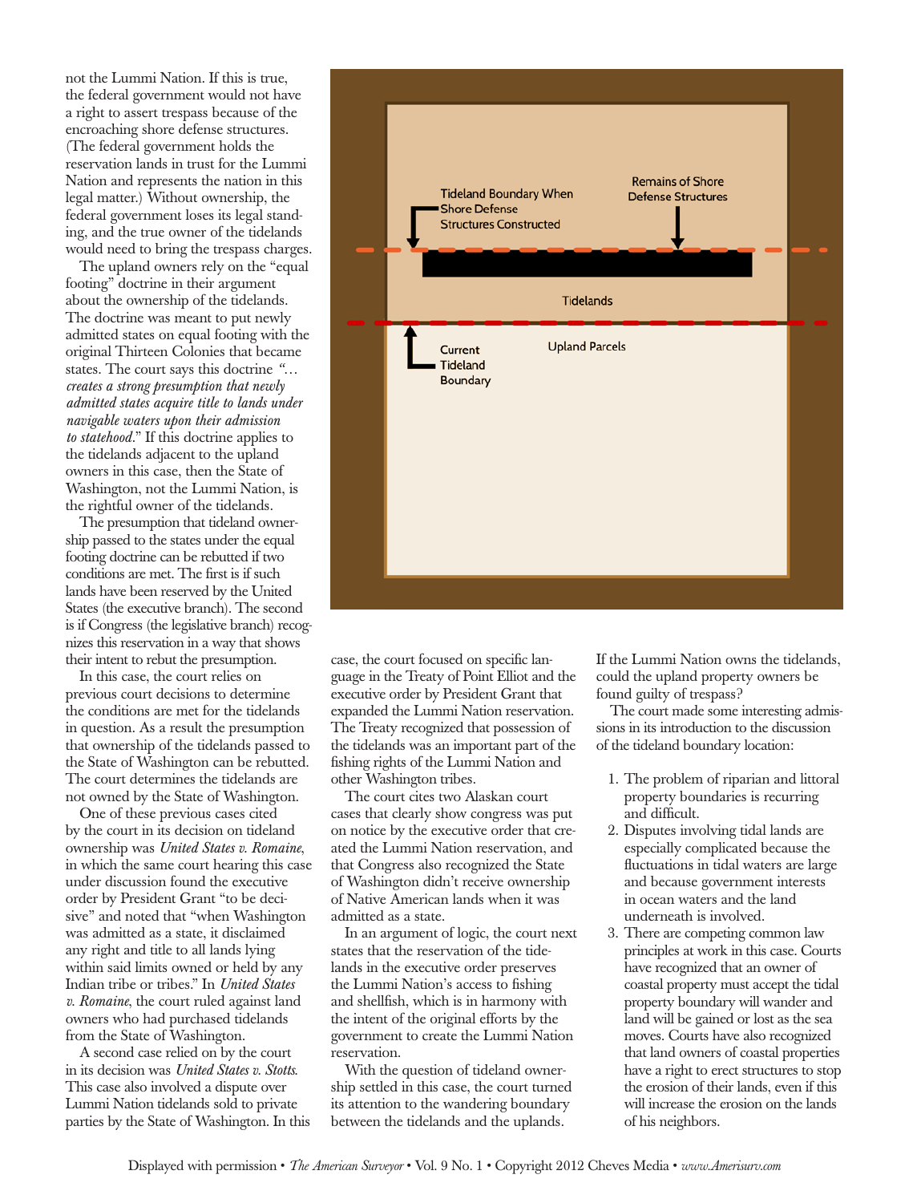not the Lummi Nation. If this is true, the federal government would not have a right to assert trespass because of the encroaching shore defense structures. (The federal government holds the reservation lands in trust for the Lummi Nation and represents the nation in this legal matter.) Without ownership, the federal government loses its legal standing, and the true owner of the tidelands would need to bring the trespass charges.

The upland owners rely on the "equal footing" doctrine in their argument about the ownership of the tidelands. The doctrine was meant to put newly admitted states on equal footing with the original Thirteen Colonies that became states. The court says this doctrine "*…creates a strong presumption that newly admitted states acquire title to lands under navigable waters upon their admission to statehood*." If this doctrine applies to the tidelands adjacent to the upland owners in this case, then the State of Washington, not the Lummi Nation, is the rightful owner of the tidelands.

The presumption that tideland ownership passed to the states under the equal footing doctrine can be rebutted if two conditions are met. The first is if such lands have been reserved by the United States (the executive branch). The second is if Congress (the legislative branch) recognizes this reservation in a way that shows their intent to rebut the presumption.

In this case, the court relies on previous court decisions to determine the conditions are met for the tidelands in question. As a result the presumption that ownership of the tidelands passed to the State of Washington can be rebutted. The court determines the tidelands are not owned by the State of Washington.

One of these previous cases cited by the court in its decision on tideland ownership was *United States v. Romaine*, in which the same court hearing this case under discussion found the executive order by President Grant "to be decisive" and noted that "when Washington was admitted as a state, it disclaimed any right and title to all lands lying within said limits owned or held by any Indian tribe or tribes." In *United States v. Romaine*, the court ruled against land owners who had purchased tidelands from the State of Washington.

A second case relied on by the court in its decision was *United States v. Stotts.* This case also involved a dispute over Lummi Nation tidelands sold to private parties by the State of Washington. In this case, the court focused on specific language in the Treaty of Point Elliot and the executive order by President Grant that expanded the Lummi Nation reservation. The Treaty recognized that possession of the tidelands was an important part of the fishing rights of the Lummi Nation and other Washington tribes.

The court cites two Alaskan court cases that clearly show congress was put on notice by the executive order that created the Lummi Nation reservation, and that Congress also recognized the State of Washington didn't receive ownership of Native American lands when it was admitted as a state.

In an argument of logic, the court next states that the reservation of the tidelands in the executive order preserves the Lummi Nation's access to fishing and shellfish, which is in harmony with the intent of the original efforts by the government to create the Lummi Nation reservation.

With the question of tideland ownership settled in this case, the court turned its attention to the wandering boundary between the tidelands and the uplands.

If the Lummi Nation owns the tidelands, could the upland property owners be found guilty of trespass?

The court made some interesting admissions in its introduction to the discussion of the tideland boundary location:

1. The problem of riparian and littoral property boundaries is recurring and difficult.
2. Disputes involving tidal lands are especially complicated because the fluctuations in tidal waters are large and because government interests in ocean waters and the land underneath is involved.
3. There are competing common law principles at work in this case. Courts have recognized that an owner of coastal property must accept the tidal property boundary will wander and land will be gained or lost as the sea moves. Courts have also recognized that land owners of coastal properties have a right to erect structures to stop the erosion of their lands, even if this will increase the erosion on the lands of his neighbors.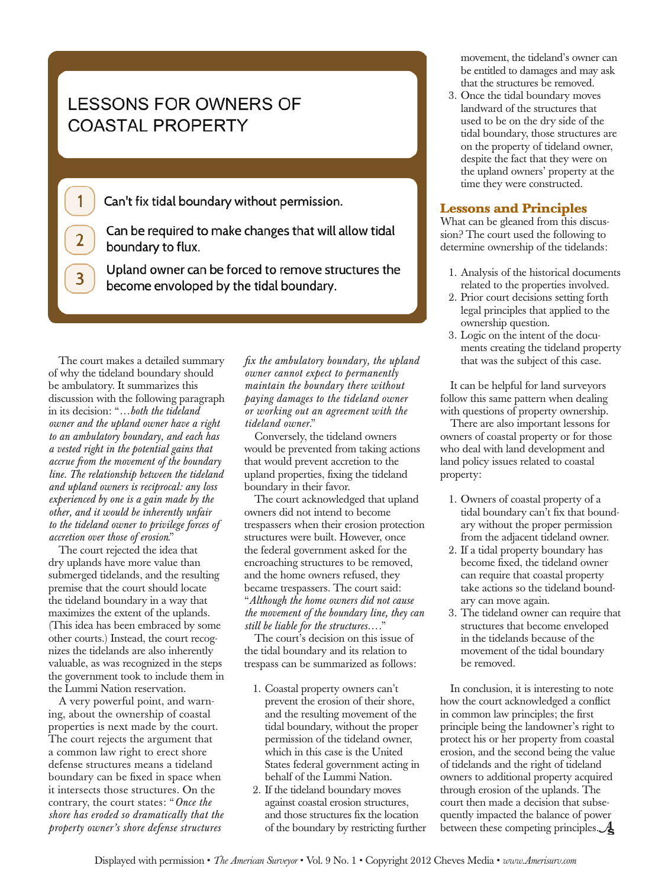## LESSONS FOR OWNERS OF COASTAL PROPERTY

1. Can't fix tidal boundary without permission.
2. Can be required to make changes that will allow tidal boundary to flux.
3. Upland owner can be forced to remove structures the become envoloped by the tidal boundary.

The court makes a detailed summary of why the tideland boundary should be ambulatory. It summarizes this discussion with the following paragraph in its decision: "*…both the tideland owner and the upland owner have a right to an ambulatory boundary, and each has a vested right in the potential gains that accrue from the movement of the boundary line. The relationship between the tideland and upland owners is reciprocal: any loss experienced by one is a gain made by the other, and it would be inherently unfair to the tideland owner to privilege forces of accretion over those of erosion.*"

The court rejected the idea that dry uplands have more value than submerged tidelands, and the resulting premise that the court should locate the tideland boundary in a way that maximizes the extent of the uplands. (This idea has been embraced by some other courts.) Instead, the court recognizes the tidelands are also inherently valuable, as was recognized in the steps the government took to include them in the Lummi Nation reservation.

A very powerful point, and warning, about the ownership of coastal properties is next made by the court. The court rejects the argument that a common law right to erect shore defense structures means a tideland boundary can be fixed in space when it intersects those structures. On the contrary, the court states: "*Once the shore has eroded so dramatically that the property owner's shore defense structures fix the ambulatory boundary, the upland owner cannot expect to permanently maintain the boundary there without paying damages to the tideland owner or working out an agreement with the tideland owner.*"

Conversely, the tideland owners would be prevented from taking actions that would prevent accretion to the upland properties, fixing the tideland boundary in their favor.

The court acknowledged that upland owners did not intend to become trespassers when their erosion protection structures were built. However, once the federal government asked for the encroaching structures to be removed, and the home owners refused, they became trespassers. The court said: "*Although the home owners did not cause the movement of the boundary line, they can still be liable for the structures….*"

The court's decision on this issue of the tidal boundary and its relation to trespass can be summarized as follows:

1. Coastal property owners can't prevent the erosion of their shore, and the resulting movement of the tidal boundary, without the proper permission of the tideland owner, which in this case is the United States federal government acting in behalf of the Lummi Nation.
2. If the tideland boundary moves against coastal erosion structures, and those structures fix the location of the boundary by restricting further movement, the tideland's owner can be entitled to damages and may ask that the structures be removed.
3. Once the tidal boundary moves landward of the structures that used to be on the dry side of the tidal boundary, those structures are on the property of tideland owner, despite the fact that they were on the upland owners' property at the time they were constructed.

### Lessons and Principles

What can be gleaned from this discussion? The court used the following to determine ownership of the tidelands:

1. Analysis of the historical documents related to the properties involved.
2. Prior court decisions setting forth legal principles that applied to the ownership question.
3. Logic on the intent of the documents creating the tideland property that was the subject of this case.

It can be helpful for land surveyors follow this same pattern when dealing with questions of property ownership.

There are also important lessons for owners of coastal property or for those who deal with land development and land policy issues related to coastal property:

1. Owners of coastal property of a tidal boundary can't fix that boundary without the proper permission from the adjacent tideland owner.
2. If a tidal property boundary has become fixed, the tideland owner can require that coastal property take actions so the tideland boundary can move again.
3. The tideland owner can require that structures that become enveloped in the tidelands because of the movement of the tidal boundary be removed.

In conclusion, it is interesting to note how the court acknowledged a conflict in common law principles; the first principle being the landowner's right to protect his or her property from coastal erosion, and the second being the value of tidelands and the right of tideland owners to additional property acquired through erosion of the uplands. The court then made a decision that subsequently impacted the balance of power between these competing principles.

Displayed with permission • *The American Surveyor* • Vol. 9 No. 1 • Copyright 2012 Cheves Media • *www.Amerisurv.com*